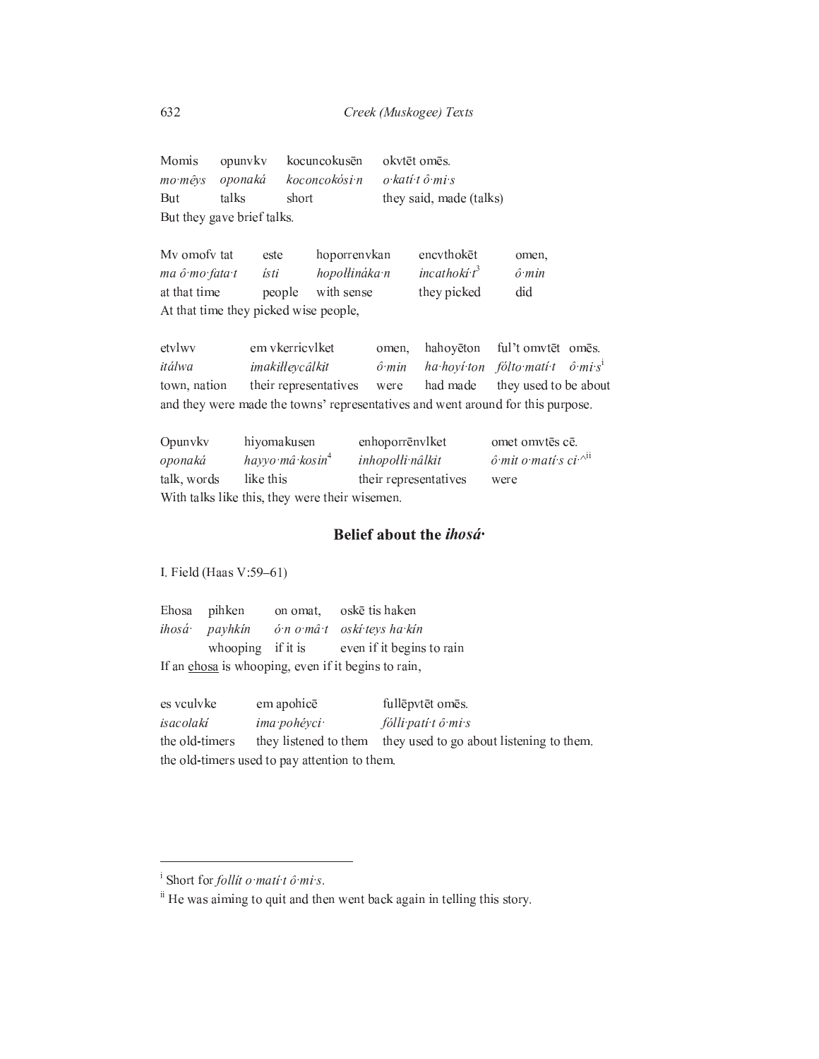| Momis | opunvkv | kocuncokusēn | okvtēt omēs. |
|---|---|---|---|
| *mo·mêys* | *oponaká* | *koconcokósi·n* | *o·katí·t ô·mi·s* |
| But | talks | short | they said, made (talks) |

But they gave brief talks.

| Mv omofv tat | este | hoporrenvkan | encvthokēt | omen, |
|---|---|---|---|---|
| *ma ô·mo·fata·t* | *ísti* | *hopołłináka·n* | *incathokí·t*[3] | *ô·min* |
| at that time | people | with sense | they picked | did |

At that time they picked wise people,

| etvlwv | em vkerricvlket | omen, | hahoyēton | ful't omvtēt | omēs. |
|---|---|---|---|---|---|
| *itálwa* | *imakiłłeycâlkit* | *ô·min* | *ha·hoyí·ton* | *fólto·matí·t* | *ô·mi·s*[i] |
| town, nation | their representatives | were | had made | they used to be about | |

and they were made the towns' representatives and went around for this purpose.

| Opunvkv | hiyomakusen | enhoporrēnvlket | omet omvtēs cē. |
|---|---|---|---|
| *oponaká* | *hayyo·mâ·kosin*[4] | *inhopołłi·nâlkit* | *ô·mit o·matí·s ci·*^[ii] |
| talk, words | like this | their representatives | were |

With talks like this, they were their wisemen.

## Belief about the *ihosá·*

I. Field (Haas V:59–61)

| Ehosa | pihken | on omat, | oskē tis haken |
|---|---|---|---|
| *ihosá·* | *payhkín* | *ó·n o·mâ·t* | *oskí·teys ha·kín* |
| | whooping | if it is | even if it begins to rain |

If an <u>ehosa</u> is whooping, even if it begins to rain,

| es vculvke | em apohicē | fullēpvtēt omēs. |
|---|---|---|
| *isacolakí* | *ima·pohéyci·* | *fólli·patí·t ô·mi·s* |
| the old-timers | they listened to them | they used to go about listening to them. |

the old-timers used to pay attention to them.

---

[i] Short for *follít o·matí·t ô·mi·s*.

[ii] He was aiming to quit and then went back again in telling this story.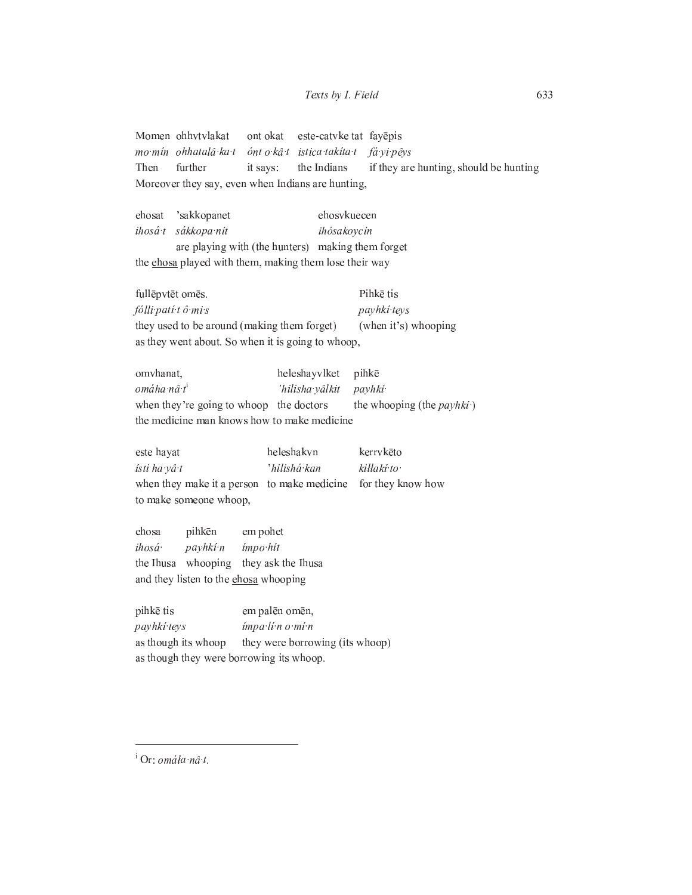| Momen | ohhvtvlakat | ont okat | este-catvke tat | fayēpis |
|---|---|---|---|---|
| *mo·mín* | *ohhatalâ·ka·t* | *ónt o·kâ·t* | *istica·takíta·t* | *fá·yi·pêys* |
| Then | further | it says: | the Indians | if they are hunting, should be hunting |

Moreover they say, even when Indians are hunting,

| ehosat | 'sakkopanet | ehosvkuecen |
|---|---|---|
| *ihosá·t* | *sákkopa·nít* | *ihósakoycín* |
| | are playing with (the hunters) | making them forget |

the ehosa played with them, making them lose their way

| fullēpvtēt omēs. | Pihkē tis |
|---|---|
| *fólli·patí·t ô·mi·s* | *payhkí·teys* |
| they used to be around (making them forget) | (when it's) whooping |

as they went about. So when it is going to whoop,

| omvhanat, | heleshayvlket | pihkē |
|---|---|---|
| *omáha·nâ·t*[i] | *'hilisha·yâlkit* | *payhkí·* |
| when they're going to whoop | the doctors | the whooping (the *payhkí·*) |

the medicine man knows how to make medicine

| este hayat | heleshakvn | kerrvkēto |
|---|---|---|
| *ísti ha·yâ·t* | *'hilishá·kan* | *kiłłakí·to·* |
| when they make it a person | to make medicine | for they know how |

to make someone whoop,

| ehosa | pihkēn | em pohet |
|---|---|---|
| *ihosá·* | *payhkí·n* | *ímpo·hít* |
| the Ihusa | whooping | they ask the Ihusa |

and they listen to the ehosa whooping

| pihkē tis | em palēn omēn, |
|---|---|
| *payhkí·teys* | *ímpa·lí·n o·mí·n* |
| as though its whoop | they were borrowing (its whoop) |

as though they were borrowing its whoop.

---

[i] Or: *omáła·nâ·t*.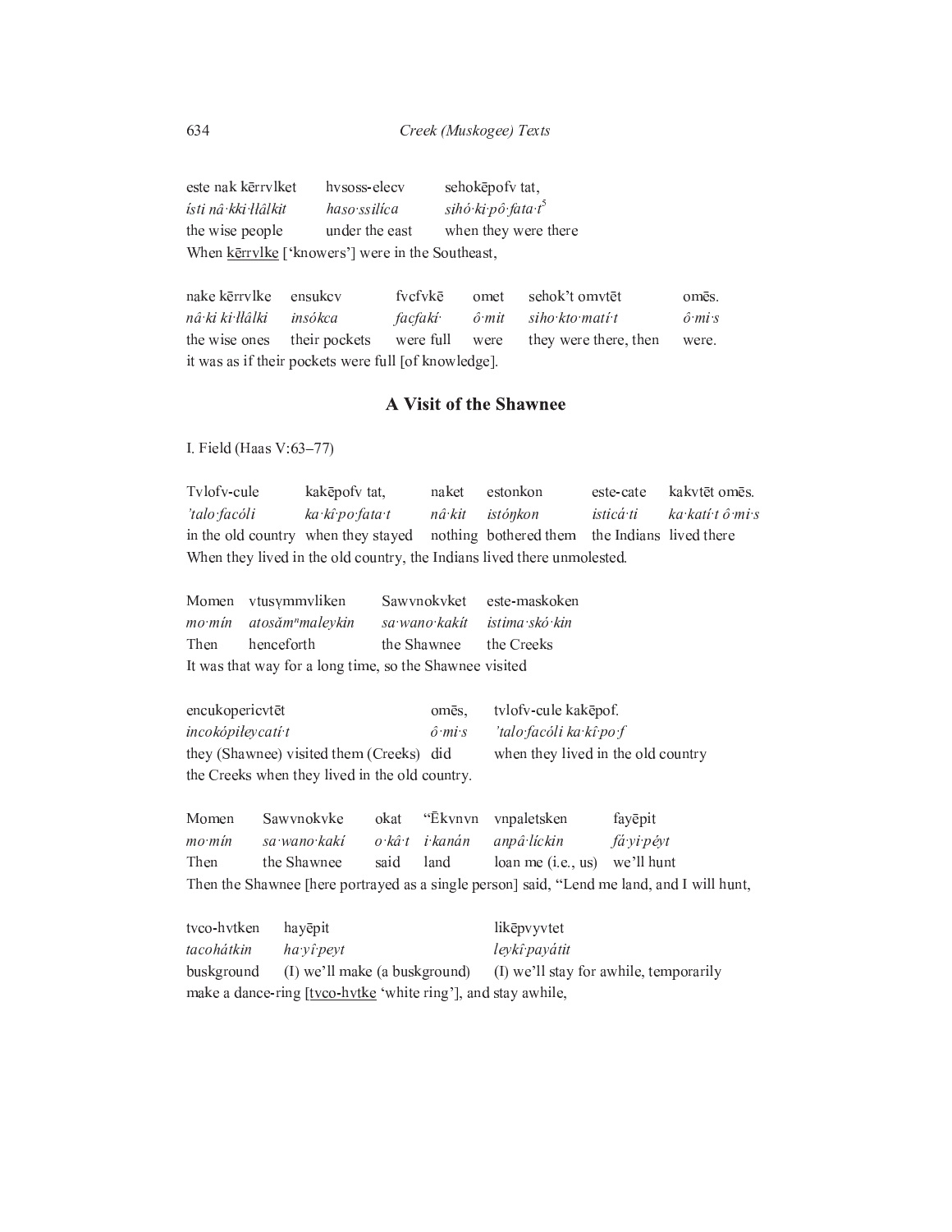| | | |
|---|---|---|
| este nak kērrvlket | hvsoss-elecv | sehokēpofv tat, |
| *ísti nâ·kki·łâlkit* | *haso·ssilíca* | *sihó·ki·pô·fata·t*[5] |
| the wise people | under the east | when they were there |

When kērrvlke [‘knowers’] were in the Southeast,

| | | | | | |
|---|---|---|---|---|---|
| nake kērrvlke | ensukcv | fvcfvkē | omet | sehok’t omvtēt | omēs. |
| *nâ·ki ki·łâlki* | *insókca* | *facfakí·* | *ô·mit* | *siho·kto·matí·t* | *ô·mi·s* |
| the wise ones | their pockets | were full | were | they were there, then | were. |

it was as if their pockets were full [of knowledge].

## A Visit of the Shawnee

I. Field (Haas V:63–77)

| | | | | | |
|---|---|---|---|---|---|
| Tvlofv-cule | kakēpofv tat, | naket | estonkon | este-cate | kakvtēt omēs. |
| *’talo·facóli* | *ka·kî·po·fata·t* | *nâ·kit* | *istóŋkon* | *isticá·ti* | *ka·katí·t ô·mi·s* |
| in the old country | when they stayed | nothing | bothered them | the Indians | lived there |

When they lived in the old country, the Indians lived there unmolested.

| | | | |
|---|---|---|---|
| Momen | vtusymmvliken | Sawvnokvket | este-maskoken |
| *mo·mín* | *atosămⁿmaleykin* | *sa·wano·kakít* | *istima·skó·kin* |
| Then | henceforth | the Shawnee | the Creeks |

It was that way for a long time, so the Shawnee visited

| | | |
|---|---|---|
| encukopericvtēt | omēs, | tvlofv-cule kakēpof. |
| *incokópiłeycatí·t* | *ô·mi·s* | *’talo·facóli ka·kî·po·f* |
| they (Shawnee) visited them (Creeks) | did | when they lived in the old country |

the Creeks when they lived in the old country.

| | | | | | |
|---|---|---|---|---|---|
| Momen | Sawvnokvke | okat | “Ēkvnvn | vnpaletsken | fayēpit |
| *mo·mín* | *sa·wano·kakí* | *o·kâ·t* | *i·kanán* | *anpâ·líckin* | *fá·yi·péyt* |
| Then | the Shawnee | said | land | loan me (i.e., us) | we’ll hunt |

Then the Shawnee [here portrayed as a single person] said, “Lend me land, and I will hunt,

| | | |
|---|---|---|
| tvco-hvtken | hayēpit | likēpvyvtet |
| *tacohátkin* | *ha·yî·peyt* | *leykî·payátit* |
| buskground | (I) we’ll make (a buskground) | (I) we’ll stay for awhile, temporarily |

make a dance-ring [tvco-hvtke ‘white ring’], and stay awhile,